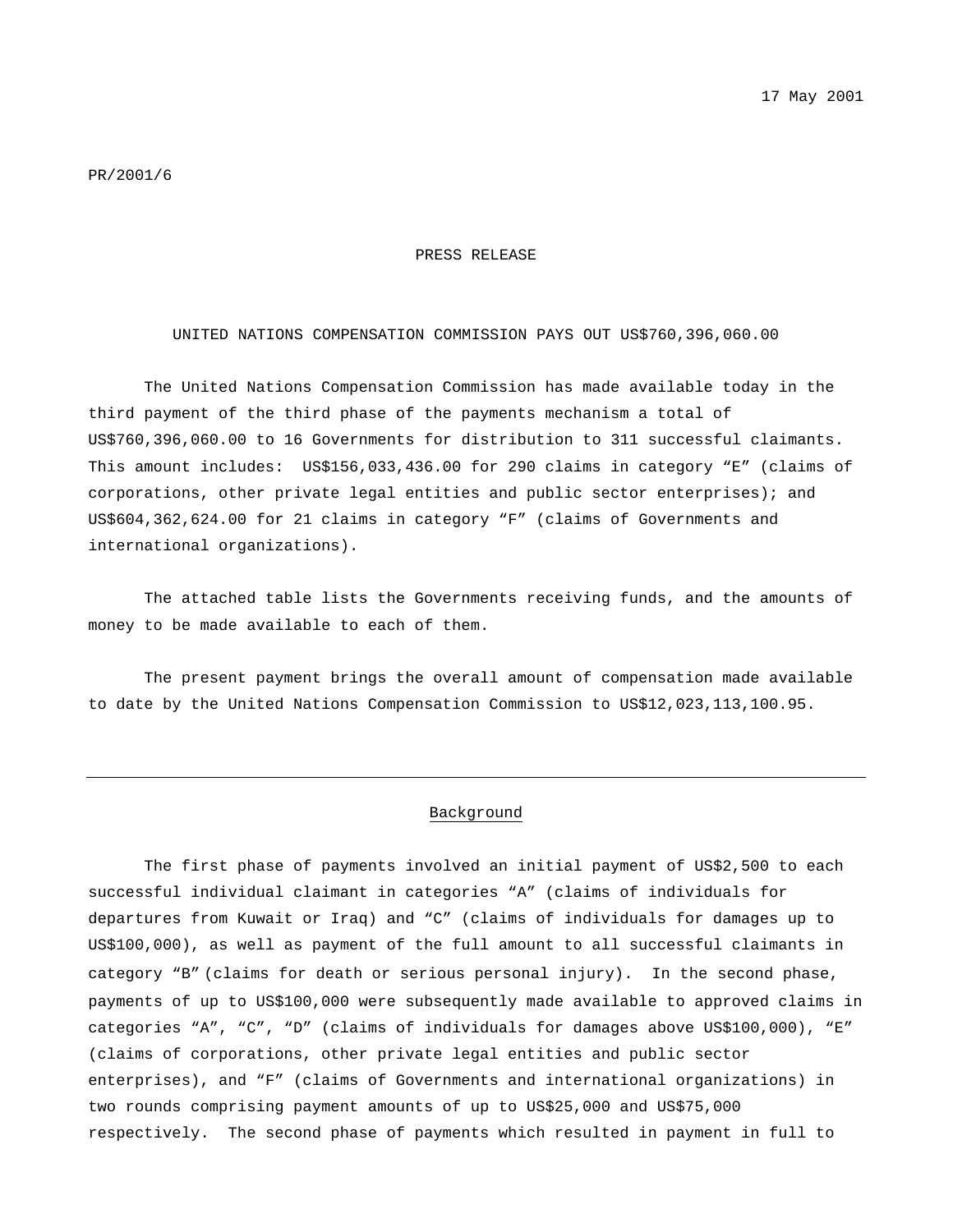17 May 2001

PR/2001/6

PRESS RELEASE

UNITED NATIONS COMPENSATION COMMISSION PAYS OUT US$760,396,060.00

The United Nations Compensation Commission has made available today in the third payment of the third phase of the payments mechanism a total of US$760,396,060.00 to 16 Governments for distribution to 311 successful claimants. This amount includes: US$156,033,436.00 for 290 claims in category “E” (claims of corporations, other private legal entities and public sector enterprises); and US$604,362,624.00 for 21 claims in category “F” (claims of Governments and international organizations).

The attached table lists the Governments receiving funds, and the amounts of money to be made available to each of them.

The present payment brings the overall amount of compensation made available to date by the United Nations Compensation Commission to US$12,023,113,100.95.

---

## Background

The first phase of payments involved an initial payment of US$2,500 to each successful individual claimant in categories “A” (claims of individuals for departures from Kuwait or Iraq) and “C” (claims of individuals for damages up to US$100,000), as well as payment of the full amount to all successful claimants in category “B” (claims for death or serious personal injury). In the second phase, payments of up to US$100,000 were subsequently made available to approved claims in categories “A”, “C”, “D” (claims of individuals for damages above US$100,000), “E” (claims of corporations, other private legal entities and public sector enterprises), and “F” (claims of Governments and international organizations) in two rounds comprising payment amounts of up to US$25,000 and US$75,000 respectively. The second phase of payments which resulted in payment in full to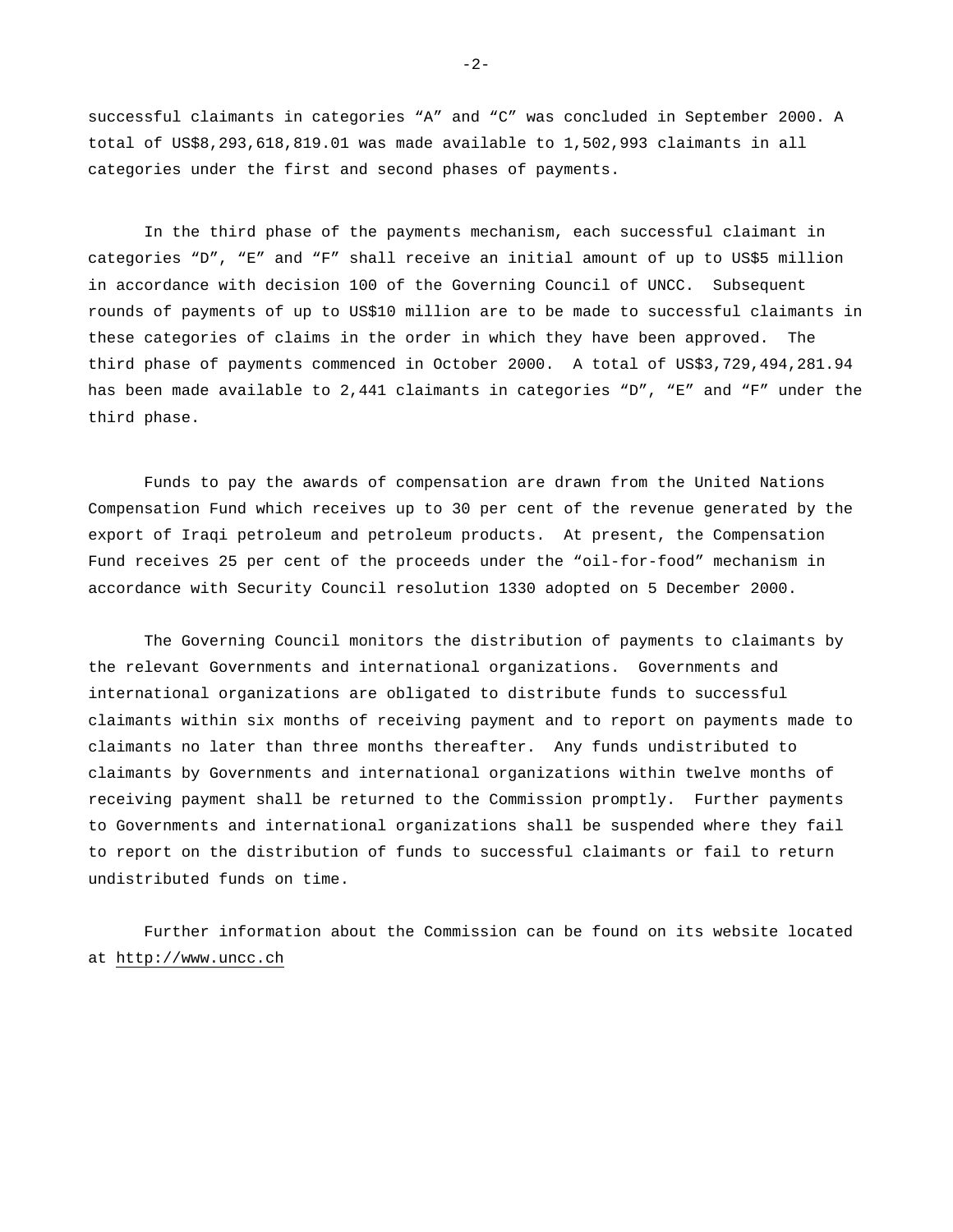successful claimants in categories “A” and “C” was concluded in September 2000. A total of US$8,293,618,819.01 was made available to 1,502,993 claimants in all categories under the first and second phases of payments.

In the third phase of the payments mechanism, each successful claimant in categories “D”, “E” and “F” shall receive an initial amount of up to US$5 million in accordance with decision 100 of the Governing Council of UNCC. Subsequent rounds of payments of up to US$10 million are to be made to successful claimants in these categories of claims in the order in which they have been approved. The third phase of payments commenced in October 2000. A total of US$3,729,494,281.94 has been made available to 2,441 claimants in categories “D”, “E” and “F” under the third phase.

Funds to pay the awards of compensation are drawn from the United Nations Compensation Fund which receives up to 30 per cent of the revenue generated by the export of Iraqi petroleum and petroleum products. At present, the Compensation Fund receives 25 per cent of the proceeds under the “oil-for-food” mechanism in accordance with Security Council resolution 1330 adopted on 5 December 2000.

The Governing Council monitors the distribution of payments to claimants by the relevant Governments and international organizations. Governments and international organizations are obligated to distribute funds to successful claimants within six months of receiving payment and to report on payments made to claimants no later than three months thereafter. Any funds undistributed to claimants by Governments and international organizations within twelve months of receiving payment shall be returned to the Commission promptly. Further payments to Governments and international organizations shall be suspended where they fail to report on the distribution of funds to successful claimants or fail to return undistributed funds on time.

Further information about the Commission can be found on its website located at http://www.uncc.ch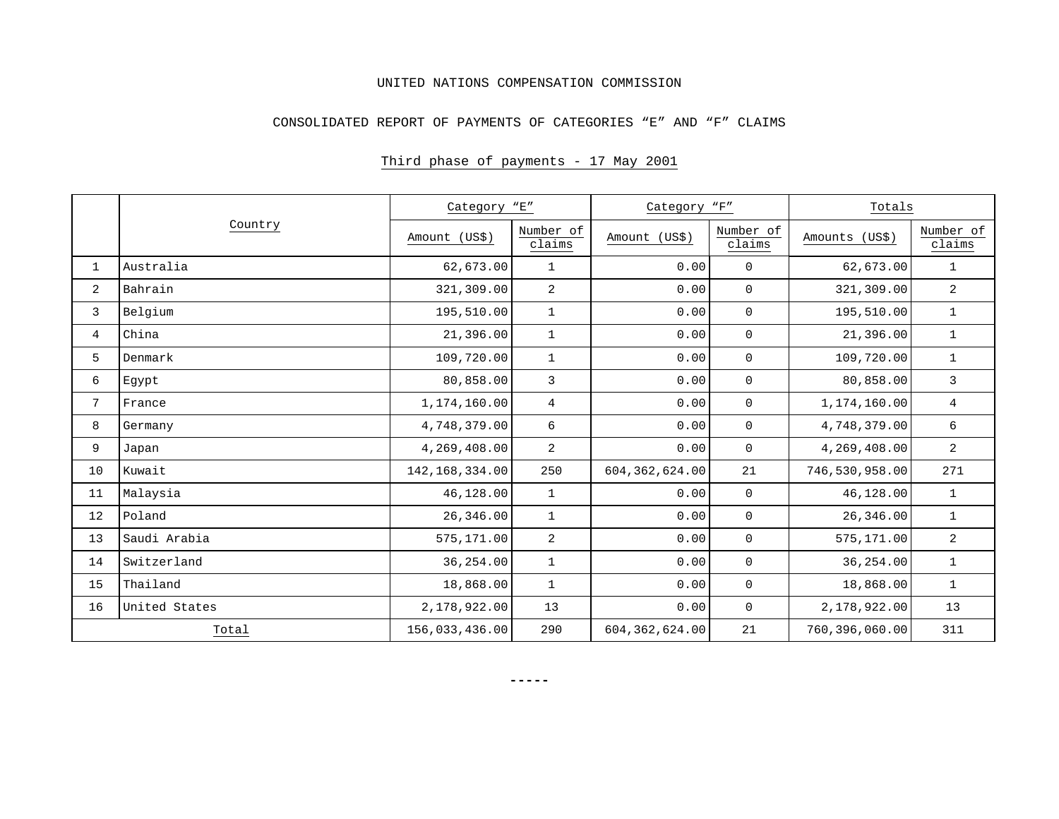UNITED NATIONS COMPENSATION COMMISSION

CONSOLIDATED REPORT OF PAYMENTS OF CATEGORIES “E” AND “F” CLAIMS

Third phase of payments - 17 May 2001

| | Country | Category “E” | | Category “F” | | Totals | |
|---|---|---|---|---|---|---|---|
| | | Amount (US$) | Number of claims | Amount (US$) | Number of claims | Amounts (US$) | Number of claims |
| 1 | Australia | 62,673.00 | 1 | 0.00 | 0 | 62,673.00 | 1 |
| 2 | Bahrain | 321,309.00 | 2 | 0.00 | 0 | 321,309.00 | 2 |
| 3 | Belgium | 195,510.00 | 1 | 0.00 | 0 | 195,510.00 | 1 |
| 4 | China | 21,396.00 | 1 | 0.00 | 0 | 21,396.00 | 1 |
| 5 | Denmark | 109,720.00 | 1 | 0.00 | 0 | 109,720.00 | 1 |
| 6 | Egypt | 80,858.00 | 3 | 0.00 | 0 | 80,858.00 | 3 |
| 7 | France | 1,174,160.00 | 4 | 0.00 | 0 | 1,174,160.00 | 4 |
| 8 | Germany | 4,748,379.00 | 6 | 0.00 | 0 | 4,748,379.00 | 6 |
| 9 | Japan | 4,269,408.00 | 2 | 0.00 | 0 | 4,269,408.00 | 2 |
| 10 | Kuwait | 142,168,334.00 | 250 | 604,362,624.00 | 21 | 746,530,958.00 | 271 |
| 11 | Malaysia | 46,128.00 | 1 | 0.00 | 0 | 46,128.00 | 1 |
| 12 | Poland | 26,346.00 | 1 | 0.00 | 0 | 26,346.00 | 1 |
| 13 | Saudi Arabia | 575,171.00 | 2 | 0.00 | 0 | 575,171.00 | 2 |
| 14 | Switzerland | 36,254.00 | 1 | 0.00 | 0 | 36,254.00 | 1 |
| 15 | Thailand | 18,868.00 | 1 | 0.00 | 0 | 18,868.00 | 1 |
| 16 | United States | 2,178,922.00 | 13 | 0.00 | 0 | 2,178,922.00 | 13 |
| Total | | 156,033,436.00 | 290 | 604,362,624.00 | 21 | 760,396,060.00 | 311 |

-----